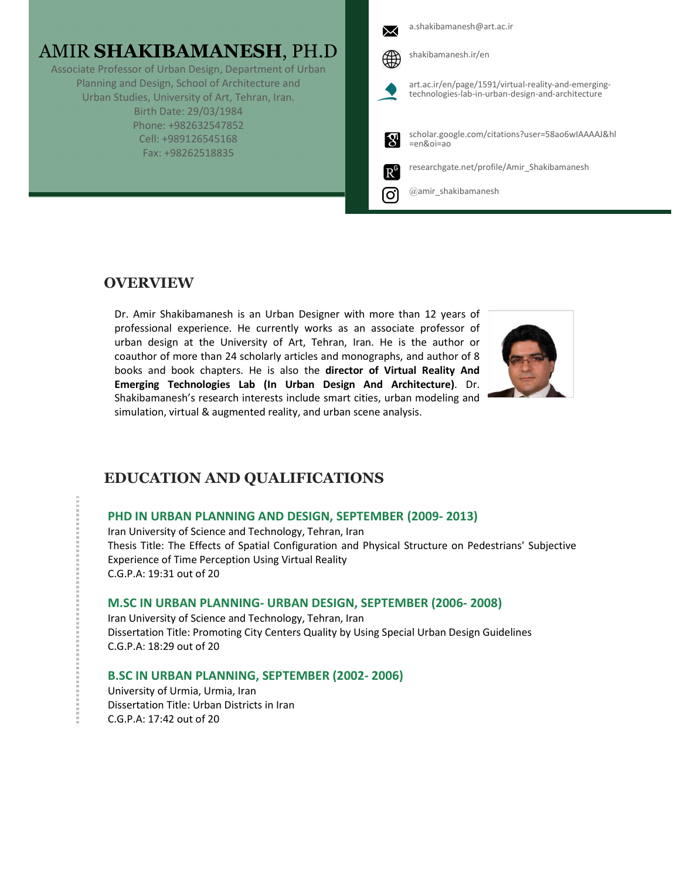# AMIR **SHAKIBAMANESH**, PH.D

Associate Professor of Urban Design, Department of Urban Planning and Design, School of Architecture and Urban Studies, University of Art, Tehran, Iran.
Birth Date: 29/03/1984
Phone: +982632547852
Cell: +989126545168
Fax: +98262518835

a.shakibamanesh@art.ac.ir

shakibamanesh.ir/en

art.ac.ir/en/page/1591/virtual-reality-and-emerging-technologies-lab-in-urban-design-and-architecture

scholar.google.com/citations?user=58ao6wIAAAAJ&hl=en&oi=ao

researchgate.net/profile/Amir_Shakibamanesh

@amir_shakibamanesh

## OVERVIEW

Dr. Amir Shakibamanesh is an Urban Designer with more than 12 years of professional experience. He currently works as an associate professor of urban design at the University of Art, Tehran, Iran. He is the author or coauthor of more than 24 scholarly articles and monographs, and author of 8 books and book chapters. He is also the **director of Virtual Reality And Emerging Technologies Lab (In Urban Design And Architecture)**. Dr. Shakibamanesh's research interests include smart cities, urban modeling and simulation, virtual & augmented reality, and urban scene analysis.

## EDUCATION AND QUALIFICATIONS

### PHD IN URBAN PLANNING AND DESIGN, SEPTEMBER (2009- 2013)

Iran University of Science and Technology, Tehran, Iran
Thesis Title: The Effects of Spatial Configuration and Physical Structure on Pedestrians' Subjective Experience of Time Perception Using Virtual Reality
C.G.P.A: 19:31 out of 20

### M.SC IN URBAN PLANNING- URBAN DESIGN, SEPTEMBER (2006- 2008)

Iran University of Science and Technology, Tehran, Iran
Dissertation Title: Promoting City Centers Quality by Using Special Urban Design Guidelines
C.G.P.A: 18:29 out of 20

### B.SC IN URBAN PLANNING, SEPTEMBER (2002- 2006)

University of Urmia, Urmia, Iran
Dissertation Title: Urban Districts in Iran
C.G.P.A: 17:42 out of 20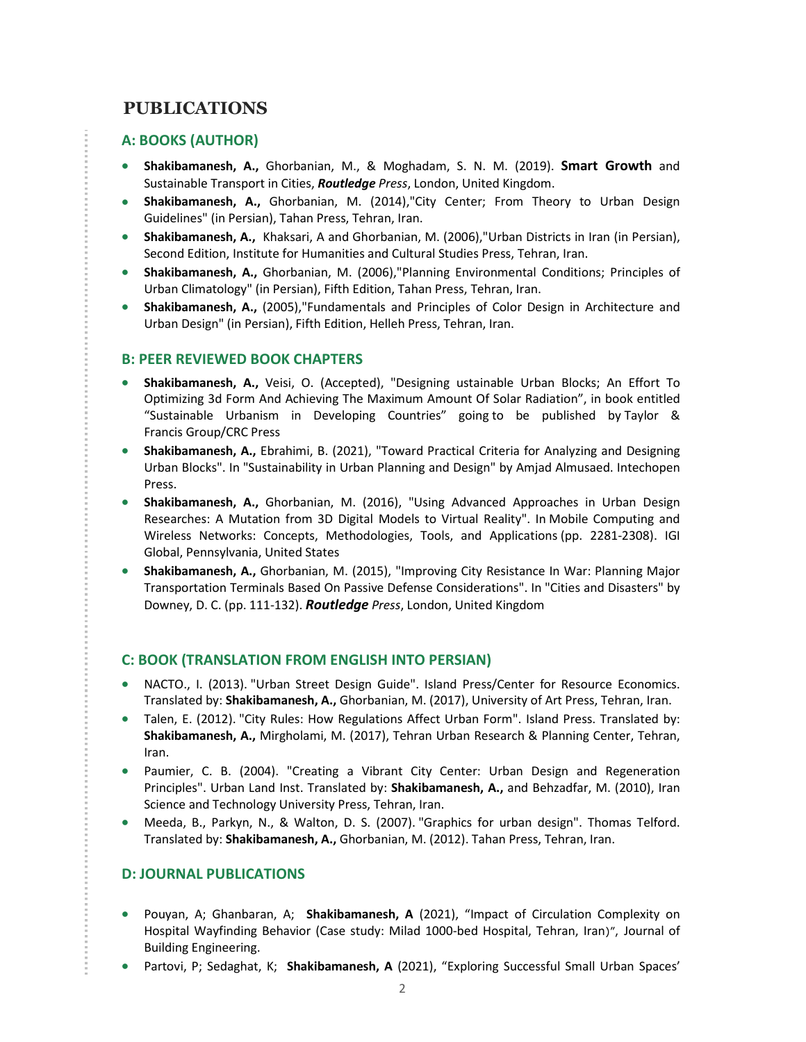# PUBLICATIONS

## A: BOOKS (AUTHOR)

- **Shakibamanesh, A.,** Ghorbanian, M., & Moghadam, S. N. M. (2019). **Smart Growth** and Sustainable Transport in Cities, ***Routledge*** *Press*, London, United Kingdom.
- **Shakibamanesh, A.,** Ghorbanian, M. (2014),"City Center; From Theory to Urban Design Guidelines" (in Persian), Tahan Press, Tehran, Iran.
- **Shakibamanesh, A.,** Khaksari, A and Ghorbanian, M. (2006),"Urban Districts in Iran (in Persian), Second Edition, Institute for Humanities and Cultural Studies Press, Tehran, Iran.
- **Shakibamanesh, A.,** Ghorbanian, M. (2006),"Planning Environmental Conditions; Principles of Urban Climatology" (in Persian), Fifth Edition, Tahan Press, Tehran, Iran.
- **Shakibamanesh, A.,** (2005),"Fundamentals and Principles of Color Design in Architecture and Urban Design" (in Persian), Fifth Edition, Helleh Press, Tehran, Iran.

## B: PEER REVIEWED BOOK CHAPTERS

- **Shakibamanesh, A.,** Veisi, O. (Accepted), "Designing ustainable Urban Blocks; An Effort To Optimizing 3d Form And Achieving The Maximum Amount Of Solar Radiation", in book entitled "Sustainable Urbanism in Developing Countries" going to be published by Taylor & Francis Group/CRC Press
- **Shakibamanesh, A.,** Ebrahimi, B. (2021), "Toward Practical Criteria for Analyzing and Designing Urban Blocks". In "Sustainability in Urban Planning and Design" by Amjad Almusaed. Intechopen Press.
- **Shakibamanesh, A.,** Ghorbanian, M. (2016), "Using Advanced Approaches in Urban Design Researches: A Mutation from 3D Digital Models to Virtual Reality". In Mobile Computing and Wireless Networks: Concepts, Methodologies, Tools, and Applications (pp. 2281-2308). IGI Global, Pennsylvania, United States
- **Shakibamanesh, A.,** Ghorbanian, M. (2015), "Improving City Resistance In War: Planning Major Transportation Terminals Based On Passive Defense Considerations". In "Cities and Disasters" by Downey, D. C. (pp. 111-132). ***Routledge*** *Press*, London, United Kingdom

## C: BOOK (TRANSLATION FROM ENGLISH INTO PERSIAN)

- NACTO., I. (2013). "Urban Street Design Guide". Island Press/Center for Resource Economics. Translated by: **Shakibamanesh, A.,** Ghorbanian, M. (2017), University of Art Press, Tehran, Iran.
- Talen, E. (2012). "City Rules: How Regulations Affect Urban Form". Island Press. Translated by: **Shakibamanesh, A.,** Mirgholami, M. (2017), Tehran Urban Research & Planning Center, Tehran, Iran.
- Paumier, C. B. (2004). "Creating a Vibrant City Center: Urban Design and Regeneration Principles". Urban Land Inst. Translated by: **Shakibamanesh, A.,** and Behzadfar, M. (2010), Iran Science and Technology University Press, Tehran, Iran.
- Meeda, B., Parkyn, N., & Walton, D. S. (2007). "Graphics for urban design". Thomas Telford. Translated by: **Shakibamanesh, A.,** Ghorbanian, M. (2012). Tahan Press, Tehran, Iran.

## D: JOURNAL PUBLICATIONS

- Pouyan, A; Ghanbaran, A; **Shakibamanesh, A** (2021), "Impact of Circulation Complexity on Hospital Wayfinding Behavior (Case study: Milad 1000-bed Hospital, Tehran, Iran)", Journal of Building Engineering.
- Partovi, P; Sedaghat, K; **Shakibamanesh, A** (2021), "Exploring Successful Small Urban Spaces'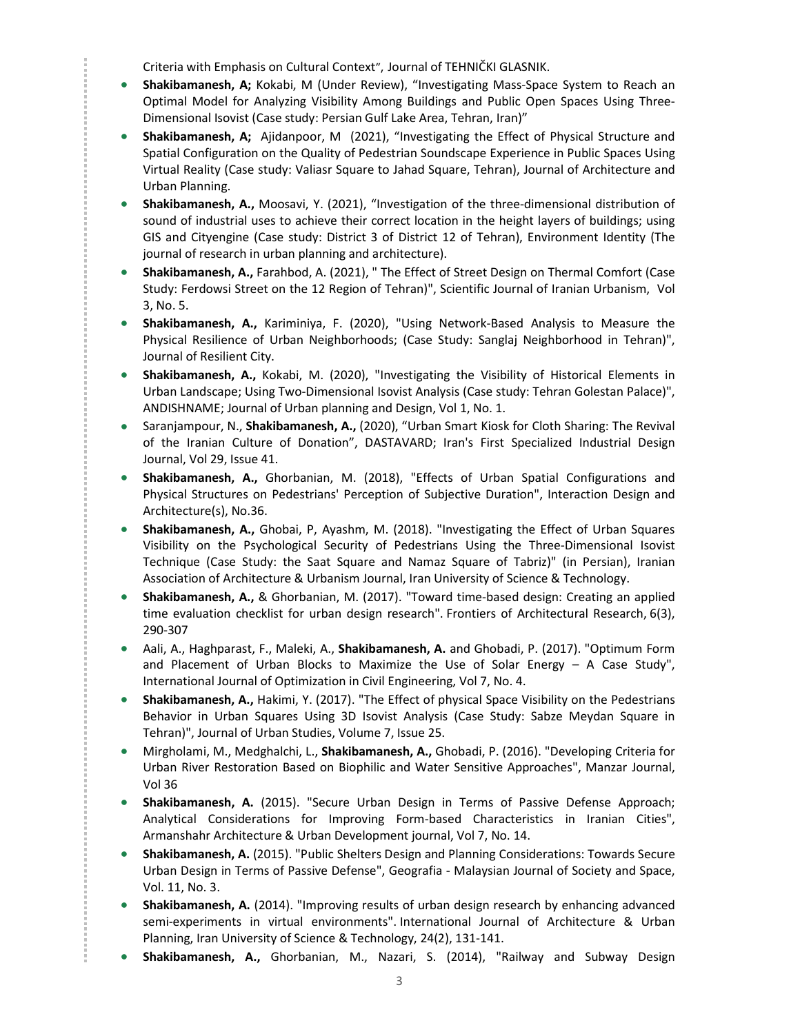Criteria with Emphasis on Cultural Context", Journal of TEHNIČKI GLASNIK.

- **Shakibamanesh, A;** Kokabi, M (Under Review), "Investigating Mass-Space System to Reach an Optimal Model for Analyzing Visibility Among Buildings and Public Open Spaces Using Three-Dimensional Isovist (Case study: Persian Gulf Lake Area, Tehran, Iran)"
- **Shakibamanesh, A;** Ajidanpoor, M (2021), "Investigating the Effect of Physical Structure and Spatial Configuration on the Quality of Pedestrian Soundscape Experience in Public Spaces Using Virtual Reality (Case study: Valiasr Square to Jahad Square, Tehran), Journal of Architecture and Urban Planning.
- **Shakibamanesh, A.,** Moosavi, Y. (2021), "Investigation of the three-dimensional distribution of sound of industrial uses to achieve their correct location in the height layers of buildings; using GIS and Cityengine (Case study: District 3 of District 12 of Tehran), Environment Identity (The journal of research in urban planning and architecture).
- **Shakibamanesh, A.,** Farahbod, A. (2021), " The Effect of Street Design on Thermal Comfort (Case Study: Ferdowsi Street on the 12 Region of Tehran)", Scientific Journal of Iranian Urbanism, Vol 3, No. 5.
- **Shakibamanesh, A.,** Kariminiya, F. (2020), "Using Network-Based Analysis to Measure the Physical Resilience of Urban Neighborhoods; (Case Study: Sanglaj Neighborhood in Tehran)", Journal of Resilient City.
- **Shakibamanesh, A.,** Kokabi, M. (2020), "Investigating the Visibility of Historical Elements in Urban Landscape; Using Two-Dimensional Isovist Analysis (Case study: Tehran Golestan Palace)", ANDISHNAME; Journal of Urban planning and Design, Vol 1, No. 1.
- Saranjampour, N., **Shakibamanesh, A.,** (2020), "Urban Smart Kiosk for Cloth Sharing: The Revival of the Iranian Culture of Donation", DASTAVARD; Iran's First Specialized Industrial Design Journal, Vol 29, Issue 41.
- **Shakibamanesh, A.,** Ghorbanian, M. (2018), "Effects of Urban Spatial Configurations and Physical Structures on Pedestrians' Perception of Subjective Duration", Interaction Design and Architecture(s), No.36.
- **Shakibamanesh, A.,** Ghobai, P, Ayashm, M. (2018). "Investigating the Effect of Urban Squares Visibility on the Psychological Security of Pedestrians Using the Three-Dimensional Isovist Technique (Case Study: the Saat Square and Namaz Square of Tabriz)" (in Persian), Iranian Association of Architecture & Urbanism Journal, Iran University of Science & Technology.
- **Shakibamanesh, A.,** & Ghorbanian, M. (2017). "Toward time-based design: Creating an applied time evaluation checklist for urban design research". Frontiers of Architectural Research, 6(3), 290-307
- Aali, A., Haghparast, F., Maleki, A., **Shakibamanesh, A.** and Ghobadi, P. (2017). "Optimum Form and Placement of Urban Blocks to Maximize the Use of Solar Energy – A Case Study", International Journal of Optimization in Civil Engineering, Vol 7, No. 4.
- **Shakibamanesh, A.,** Hakimi, Y. (2017). "The Effect of physical Space Visibility on the Pedestrians Behavior in Urban Squares Using 3D Isovist Analysis (Case Study: Sabze Meydan Square in Tehran)", Journal of Urban Studies, Volume 7, Issue 25.
- Mirgholami, M., Medghalchi, L., **Shakibamanesh, A.,** Ghobadi, P. (2016). "Developing Criteria for Urban River Restoration Based on Biophilic and Water Sensitive Approaches", Manzar Journal, Vol 36
- **Shakibamanesh, A.** (2015). "Secure Urban Design in Terms of Passive Defense Approach; Analytical Considerations for Improving Form-based Characteristics in Iranian Cities", Armanshahr Architecture & Urban Development journal, Vol 7, No. 14.
- **Shakibamanesh, A.** (2015). "Public Shelters Design and Planning Considerations: Towards Secure Urban Design in Terms of Passive Defense", Geografia - Malaysian Journal of Society and Space, Vol. 11, No. 3.
- **Shakibamanesh, A.** (2014). "Improving results of urban design research by enhancing advanced semi-experiments in virtual environments". International Journal of Architecture & Urban Planning, Iran University of Science & Technology, 24(2), 131-141.
- **Shakibamanesh, A.,** Ghorbanian, M., Nazari, S. (2014), "Railway and Subway Design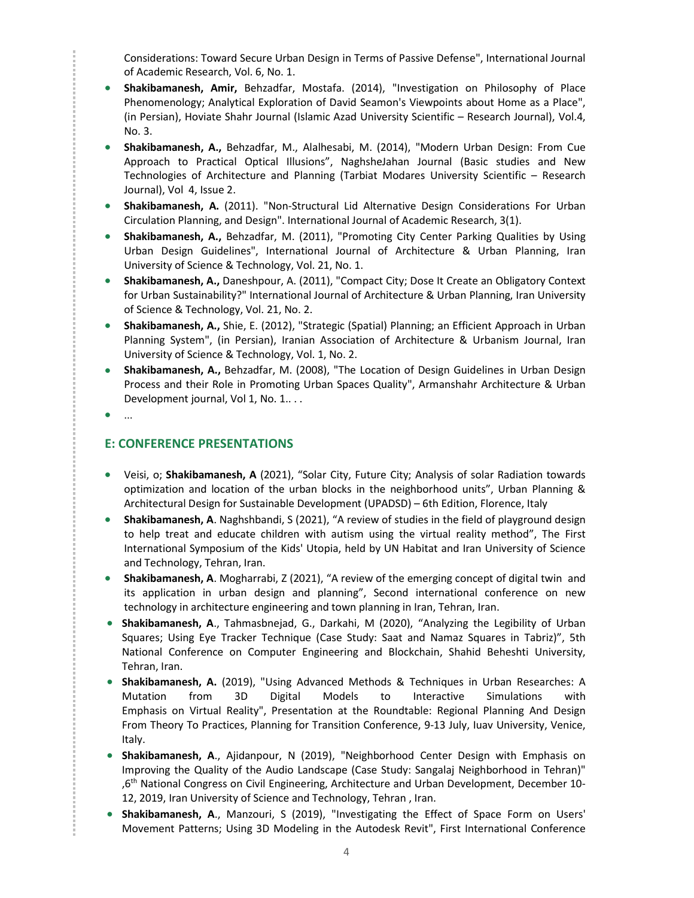Considerations: Toward Secure Urban Design in Terms of Passive Defense", International Journal of Academic Research, Vol. 6, No. 1.

- **Shakibamanesh, Amir,** Behzadfar, Mostafa. (2014), "Investigation on Philosophy of Place Phenomenology; Analytical Exploration of David Seamon's Viewpoints about Home as a Place", (in Persian), Hoviate Shahr Journal (Islamic Azad University Scientific – Research Journal), Vol.4, No. 3.
- **Shakibamanesh, A.,** Behzadfar, M., Alalhesabi, M. (2014), "Modern Urban Design: From Cue Approach to Practical Optical Illusions", NaghsheJahan Journal (Basic studies and New Technologies of Architecture and Planning (Tarbiat Modares University Scientific – Research Journal), Vol 4, Issue 2.
- **Shakibamanesh, A.** (2011). "Non-Structural Lid Alternative Design Considerations For Urban Circulation Planning, and Design". International Journal of Academic Research, 3(1).
- **Shakibamanesh, A.,** Behzadfar, M. (2011), "Promoting City Center Parking Qualities by Using Urban Design Guidelines", International Journal of Architecture & Urban Planning, Iran University of Science & Technology, Vol. 21, No. 1.
- **Shakibamanesh, A.,** Daneshpour, A. (2011), "Compact City; Dose It Create an Obligatory Context for Urban Sustainability?" International Journal of Architecture & Urban Planning, Iran University of Science & Technology, Vol. 21, No. 2.
- **Shakibamanesh, A.,** Shie, E. (2012), "Strategic (Spatial) Planning; an Efficient Approach in Urban Planning System", (in Persian), Iranian Association of Architecture & Urbanism Journal, Iran University of Science & Technology, Vol. 1, No. 2.
- **Shakibamanesh, A.,** Behzadfar, M. (2008), "The Location of Design Guidelines in Urban Design Process and their Role in Promoting Urban Spaces Quality", Armanshahr Architecture & Urban Development journal, Vol 1, No. 1.. . .
- ...

## E: CONFERENCE PRESENTATIONS

- Veisi, o; **Shakibamanesh, A** (2021), "Solar City, Future City; Analysis of solar Radiation towards optimization and location of the urban blocks in the neighborhood units", Urban Planning & Architectural Design for Sustainable Development (UPADSD) – 6th Edition, Florence, Italy
- **Shakibamanesh, A**. Naghshbandi, S (2021), "A review of studies in the field of playground design to help treat and educate children with autism using the virtual reality method", The First International Symposium of the Kids' Utopia, held by UN Habitat and Iran University of Science and Technology, Tehran, Iran.
- **Shakibamanesh, A**. Mogharrabi, Z (2021), "A review of the emerging concept of digital twin and its application in urban design and planning", Second international conference on new technology in architecture engineering and town planning in Iran, Tehran, Iran.
- **Shakibamanesh, A**., Tahmasbnejad, G., Darkahi, M (2020), "Analyzing the Legibility of Urban Squares; Using Eye Tracker Technique (Case Study: Saat and Namaz Squares in Tabriz)", 5th National Conference on Computer Engineering and Blockchain, Shahid Beheshti University, Tehran, Iran.
- **Shakibamanesh, A.** (2019), "Using Advanced Methods & Techniques in Urban Researches: A Mutation from 3D Digital Models to Interactive Simulations with Emphasis on Virtual Reality", Presentation at the Roundtable: Regional Planning And Design From Theory To Practices, Planning for Transition Conference, 9-13 July, Iuav University, Venice, Italy.
- **Shakibamanesh, A**., Ajidanpour, N (2019), "Neighborhood Center Design with Emphasis on Improving the Quality of the Audio Landscape (Case Study: Sangalaj Neighborhood in Tehran)" ,6th National Congress on Civil Engineering, Architecture and Urban Development, December 10-12, 2019, Iran University of Science and Technology, Tehran , Iran.
- **Shakibamanesh, A**., Manzouri, S (2019), "Investigating the Effect of Space Form on Users' Movement Patterns; Using 3D Modeling in the Autodesk Revit", First International Conference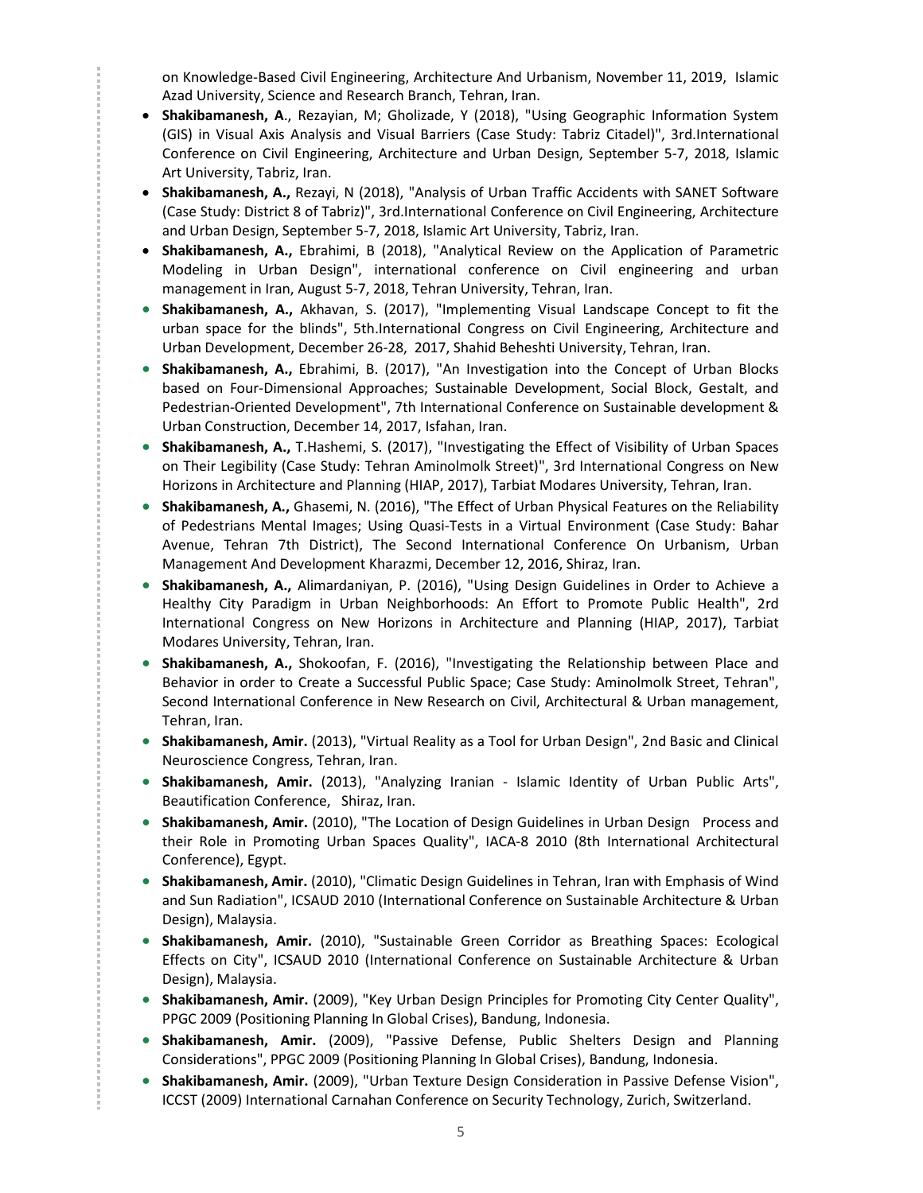on Knowledge-Based Civil Engineering, Architecture And Urbanism, November 11, 2019, Islamic Azad University, Science and Research Branch, Tehran, Iran.

- **Shakibamanesh, A**., Rezayian, M; Gholizade, Y (2018), "Using Geographic Information System (GIS) in Visual Axis Analysis and Visual Barriers (Case Study: Tabriz Citadel)", 3rd.International Conference on Civil Engineering, Architecture and Urban Design, September 5-7, 2018, Islamic Art University, Tabriz, Iran.
- **Shakibamanesh, A.,** Rezayi, N (2018), "Analysis of Urban Traffic Accidents with SANET Software (Case Study: District 8 of Tabriz)", 3rd.International Conference on Civil Engineering, Architecture and Urban Design, September 5-7, 2018, Islamic Art University, Tabriz, Iran.
- **Shakibamanesh, A.,** Ebrahimi, B (2018), "Analytical Review on the Application of Parametric Modeling in Urban Design", international conference on Civil engineering and urban management in Iran, August 5-7, 2018, Tehran University, Tehran, Iran.
- **Shakibamanesh, A.,** Akhavan, S. (2017), "Implementing Visual Landscape Concept to fit the urban space for the blinds", 5th.International Congress on Civil Engineering, Architecture and Urban Development, December 26-28, 2017, Shahid Beheshti University, Tehran, Iran.
- **Shakibamanesh, A.,** Ebrahimi, B. (2017), "An Investigation into the Concept of Urban Blocks based on Four-Dimensional Approaches; Sustainable Development, Social Block, Gestalt, and Pedestrian-Oriented Development", 7th International Conference on Sustainable development & Urban Construction, December 14, 2017, Isfahan, Iran.
- **Shakibamanesh, A.,** T.Hashemi, S. (2017), "Investigating the Effect of Visibility of Urban Spaces on Their Legibility (Case Study: Tehran Aminolmolk Street)", 3rd International Congress on New Horizons in Architecture and Planning (HIAP, 2017), Tarbiat Modares University, Tehran, Iran.
- **Shakibamanesh, A.,** Ghasemi, N. (2016), "The Effect of Urban Physical Features on the Reliability of Pedestrians Mental Images; Using Quasi-Tests in a Virtual Environment (Case Study: Bahar Avenue, Tehran 7th District), The Second International Conference On Urbanism, Urban Management And Development Kharazmi, December 12, 2016, Shiraz, Iran.
- **Shakibamanesh, A.,** Alimardaniyan, P. (2016), "Using Design Guidelines in Order to Achieve a Healthy City Paradigm in Urban Neighborhoods: An Effort to Promote Public Health", 2rd International Congress on New Horizons in Architecture and Planning (HIAP, 2017), Tarbiat Modares University, Tehran, Iran.
- **Shakibamanesh, A.,** Shokoofan, F. (2016), "Investigating the Relationship between Place and Behavior in order to Create a Successful Public Space; Case Study: Aminolmolk Street, Tehran", Second International Conference in New Research on Civil, Architectural & Urban management, Tehran, Iran.
- **Shakibamanesh, Amir.** (2013), "Virtual Reality as a Tool for Urban Design", 2nd Basic and Clinical Neuroscience Congress, Tehran, Iran.
- **Shakibamanesh, Amir.** (2013), "Analyzing Iranian - Islamic Identity of Urban Public Arts", Beautification Conference, Shiraz, Iran.
- **Shakibamanesh, Amir.** (2010), "The Location of Design Guidelines in Urban Design Process and their Role in Promoting Urban Spaces Quality", IACA-8 2010 (8th International Architectural Conference), Egypt.
- **Shakibamanesh, Amir.** (2010), "Climatic Design Guidelines in Tehran, Iran with Emphasis of Wind and Sun Radiation", ICSAUD 2010 (International Conference on Sustainable Architecture & Urban Design), Malaysia.
- **Shakibamanesh, Amir.** (2010), "Sustainable Green Corridor as Breathing Spaces: Ecological Effects on City", ICSAUD 2010 (International Conference on Sustainable Architecture & Urban Design), Malaysia.
- **Shakibamanesh, Amir.** (2009), "Key Urban Design Principles for Promoting City Center Quality", PPGC 2009 (Positioning Planning In Global Crises), Bandung, Indonesia.
- **Shakibamanesh, Amir.** (2009), "Passive Defense, Public Shelters Design and Planning Considerations", PPGC 2009 (Positioning Planning In Global Crises), Bandung, Indonesia.
- **Shakibamanesh, Amir.** (2009), "Urban Texture Design Consideration in Passive Defense Vision", ICCST (2009) International Carnahan Conference on Security Technology, Zurich, Switzerland.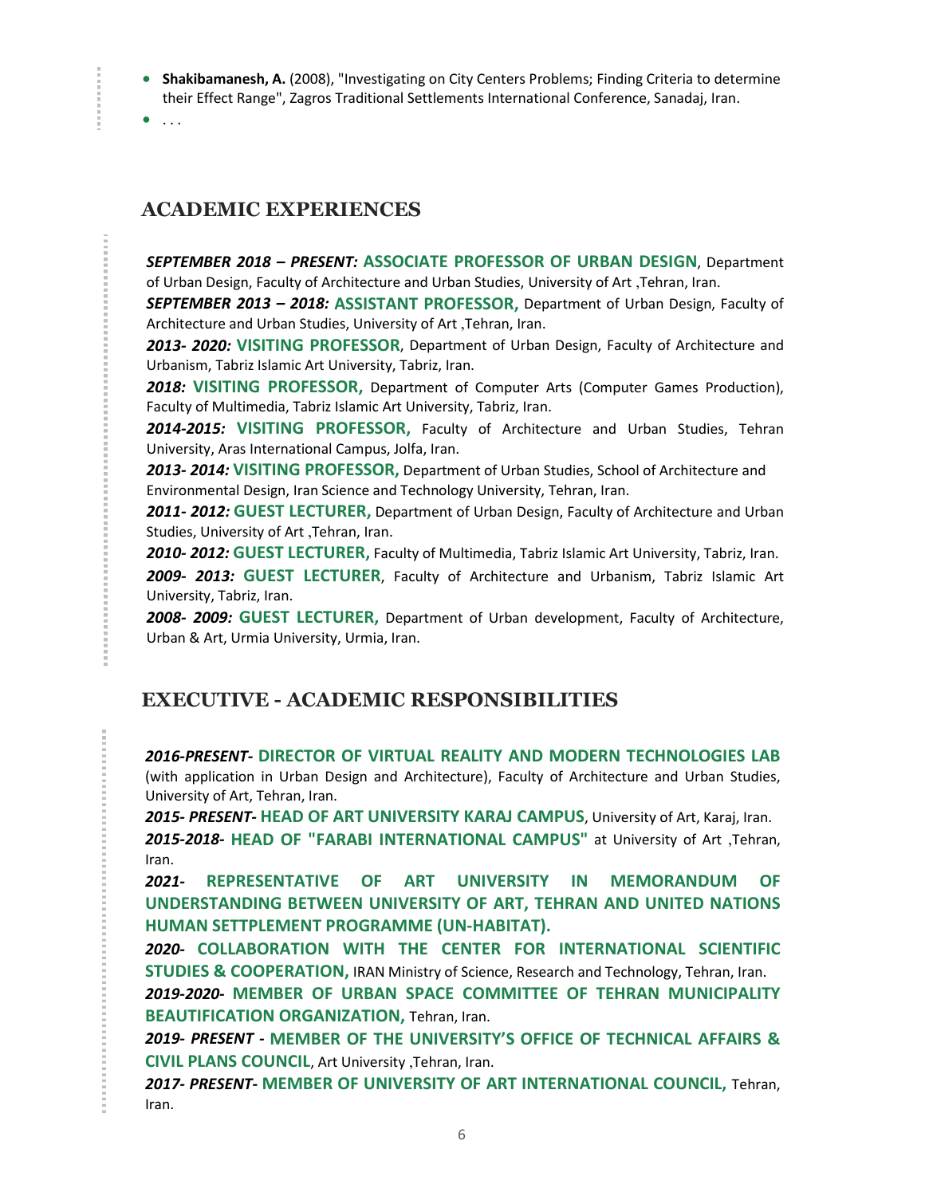- **Shakibamanesh, A.** (2008), "Investigating on City Centers Problems; Finding Criteria to determine their Effect Range", Zagros Traditional Settlements International Conference, Sanadaj, Iran.
- . . .

## ACADEMIC EXPERIENCES

***SEPTEMBER 2018 – PRESENT:*** **ASSOCIATE PROFESSOR OF URBAN DESIGN**, Department of Urban Design, Faculty of Architecture and Urban Studies, University of Art ,Tehran, Iran.

***SEPTEMBER 2013 – 2018:*** **ASSISTANT PROFESSOR,** Department of Urban Design, Faculty of Architecture and Urban Studies, University of Art ,Tehran, Iran.

***2013- 2020:*** **VISITING PROFESSOR**, Department of Urban Design, Faculty of Architecture and Urbanism, Tabriz Islamic Art University, Tabriz, Iran.

***2018:*** **VISITING PROFESSOR,** Department of Computer Arts (Computer Games Production), Faculty of Multimedia, Tabriz Islamic Art University, Tabriz, Iran.

***2014-2015:*** **VISITING PROFESSOR,** Faculty of Architecture and Urban Studies, Tehran University, Aras International Campus, Jolfa, Iran.

***2013- 2014:*** **VISITING PROFESSOR,** Department of Urban Studies, School of Architecture and Environmental Design, Iran Science and Technology University, Tehran, Iran.

***2011- 2012:*** **GUEST LECTURER,** Department of Urban Design, Faculty of Architecture and Urban Studies, University of Art ,Tehran, Iran.

***2010- 2012:*** **GUEST LECTURER,** Faculty of Multimedia, Tabriz Islamic Art University, Tabriz, Iran.

***2009- 2013:*** **GUEST LECTURER**, Faculty of Architecture and Urbanism, Tabriz Islamic Art University, Tabriz, Iran.

***2008- 2009:*** **GUEST LECTURER,** Department of Urban development, Faculty of Architecture, Urban & Art, Urmia University, Urmia, Iran.

## EXECUTIVE - ACADEMIC RESPONSIBILITIES

***2016-PRESENT-*** **DIRECTOR OF VIRTUAL REALITY AND MODERN TECHNOLOGIES LAB** (with application in Urban Design and Architecture), Faculty of Architecture and Urban Studies, University of Art, Tehran, Iran.

***2015- PRESENT-*** **HEAD OF ART UNIVERSITY KARAJ CAMPUS**, University of Art, Karaj, Iran.

***2015-2018-*** **HEAD OF "FARABI INTERNATIONAL CAMPUS"** at University of Art ,Tehran, Iran.

***2021-*** **REPRESENTATIVE OF ART UNIVERSITY IN MEMORANDUM OF UNDERSTANDING BETWEEN UNIVERSITY OF ART, TEHRAN AND UNITED NATIONS HUMAN SETTPLEMENT PROGRAMME (UN-HABITAT).**

***2020-*** **COLLABORATION WITH THE CENTER FOR INTERNATIONAL SCIENTIFIC STUDIES & COOPERATION,** IRAN Ministry of Science, Research and Technology, Tehran, Iran.

***2019-2020-*** **MEMBER OF URBAN SPACE COMMITTEE OF TEHRAN MUNICIPALITY BEAUTIFICATION ORGANIZATION,** Tehran, Iran.

***2019- PRESENT -*** **MEMBER OF THE UNIVERSITY'S OFFICE OF TECHNICAL AFFAIRS & CIVIL PLANS COUNCIL**, Art University ,Tehran, Iran.

***2017- PRESENT-*** **MEMBER OF UNIVERSITY OF ART INTERNATIONAL COUNCIL,** Tehran, Iran.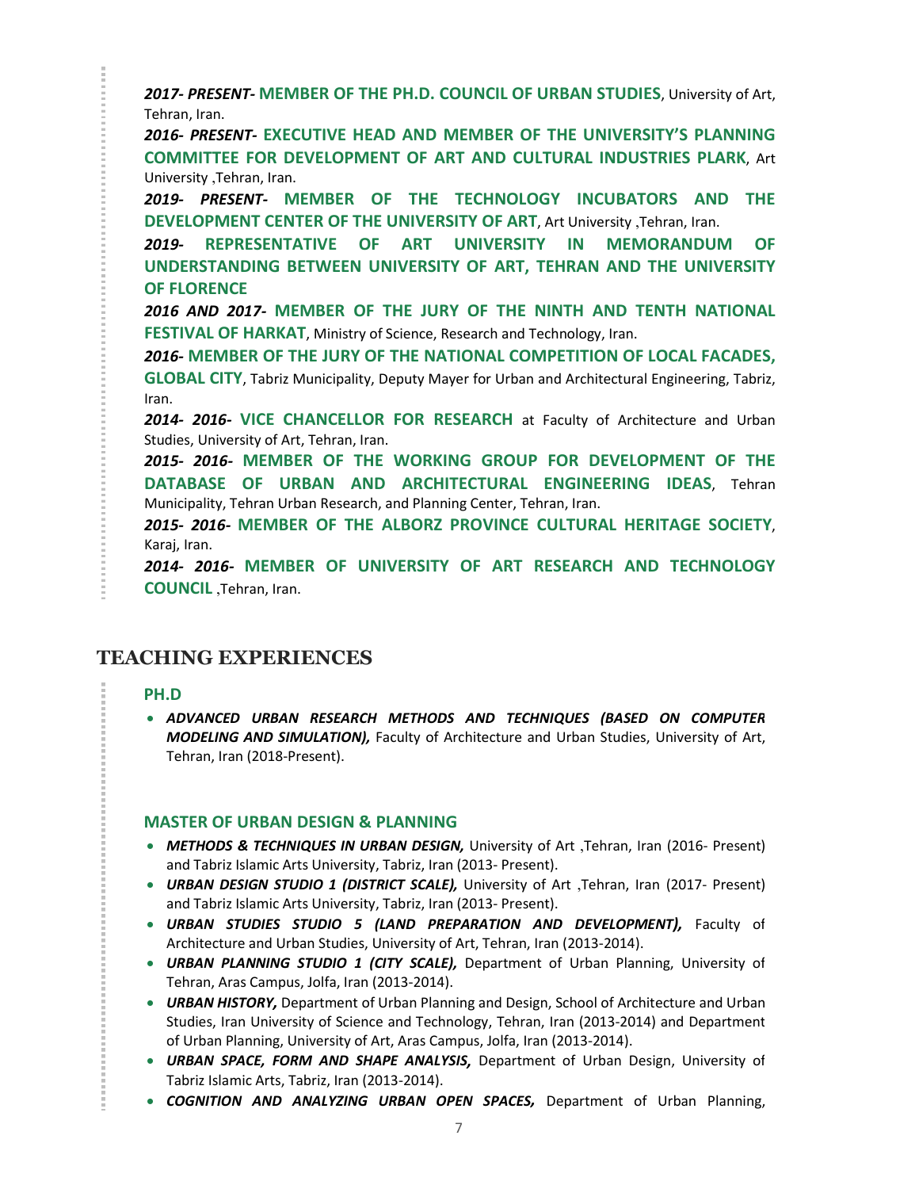***2017- PRESENT-*** **MEMBER OF THE PH.D. COUNCIL OF URBAN STUDIES**, University of Art, Tehran, Iran.

***2016- PRESENT-*** **EXECUTIVE HEAD AND MEMBER OF THE UNIVERSITY'S PLANNING COMMITTEE FOR DEVELOPMENT OF ART AND CULTURAL INDUSTRIES PLARK**, Art University ,Tehran, Iran.

***2019- PRESENT-*** **MEMBER OF THE TECHNOLOGY INCUBATORS AND THE DEVELOPMENT CENTER OF THE UNIVERSITY OF ART**, Art University ,Tehran, Iran.

***2019-*** **REPRESENTATIVE OF ART UNIVERSITY IN MEMORANDUM OF UNDERSTANDING BETWEEN UNIVERSITY OF ART, TEHRAN AND THE UNIVERSITY OF FLORENCE**

***2016 AND 2017-*** **MEMBER OF THE JURY OF THE NINTH AND TENTH NATIONAL FESTIVAL OF HARKAT**, Ministry of Science, Research and Technology, Iran.

***2016-*** **MEMBER OF THE JURY OF THE NATIONAL COMPETITION OF LOCAL FACADES, GLOBAL CITY**, Tabriz Municipality, Deputy Mayer for Urban and Architectural Engineering, Tabriz, Iran.

***2014- 2016-*** **VICE CHANCELLOR FOR RESEARCH** at Faculty of Architecture and Urban Studies, University of Art, Tehran, Iran.

***2015- 2016-*** **MEMBER OF THE WORKING GROUP FOR DEVELOPMENT OF THE DATABASE OF URBAN AND ARCHITECTURAL ENGINEERING IDEAS**, Tehran Municipality, Tehran Urban Research, and Planning Center, Tehran, Iran.

***2015- 2016-*** **MEMBER OF THE ALBORZ PROVINCE CULTURAL HERITAGE SOCIETY**, Karaj, Iran.

***2014- 2016-*** **MEMBER OF UNIVERSITY OF ART RESEARCH AND TECHNOLOGY COUNCIL** ,Tehran, Iran.

## TEACHING EXPERIENCES

### PH.D

- ***ADVANCED URBAN RESEARCH METHODS AND TECHNIQUES (BASED ON COMPUTER MODELING AND SIMULATION),*** Faculty of Architecture and Urban Studies, University of Art, Tehran, Iran (2018-Present).

### MASTER OF URBAN DESIGN & PLANNING

- ***METHODS & TECHNIQUES IN URBAN DESIGN,*** University of Art ,Tehran, Iran (2016- Present) and Tabriz Islamic Arts University, Tabriz, Iran (2013- Present).
- ***URBAN DESIGN STUDIO 1 (DISTRICT SCALE),*** University of Art ,Tehran, Iran (2017- Present) and Tabriz Islamic Arts University, Tabriz, Iran (2013- Present).
- ***URBAN STUDIES STUDIO 5 (LAND PREPARATION AND DEVELOPMENT),*** Faculty of Architecture and Urban Studies, University of Art, Tehran, Iran (2013-2014).
- ***URBAN PLANNING STUDIO 1 (CITY SCALE),*** Department of Urban Planning, University of Tehran, Aras Campus, Jolfa, Iran (2013-2014).
- ***URBAN HISTORY,*** Department of Urban Planning and Design, School of Architecture and Urban Studies, Iran University of Science and Technology, Tehran, Iran (2013-2014) and Department of Urban Planning, University of Art, Aras Campus, Jolfa, Iran (2013-2014).
- ***URBAN SPACE, FORM AND SHAPE ANALYSIS,*** Department of Urban Design, University of Tabriz Islamic Arts, Tabriz, Iran (2013-2014).
- ***COGNITION AND ANALYZING URBAN OPEN SPACES,*** Department of Urban Planning,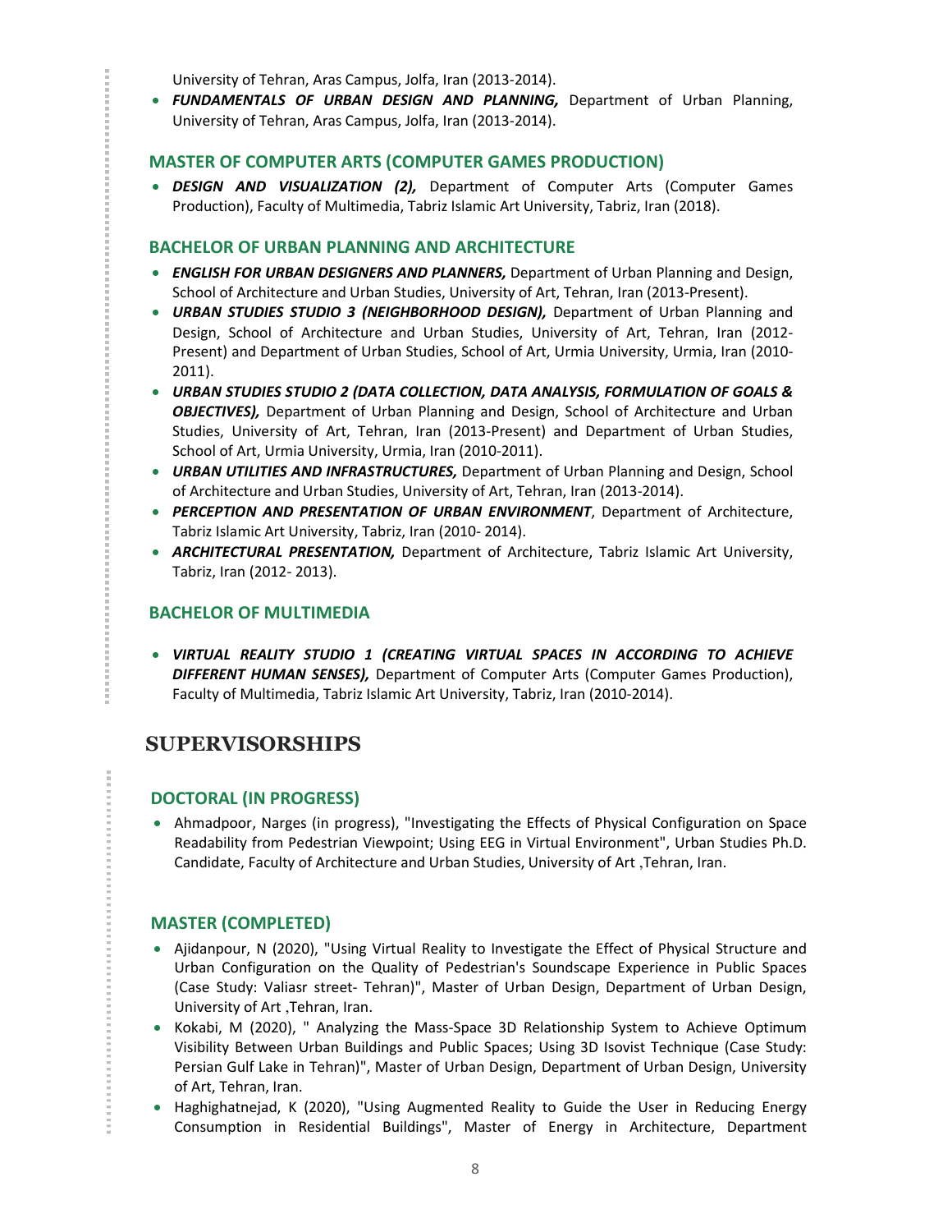University of Tehran, Aras Campus, Jolfa, Iran (2013-2014).

- ***FUNDAMENTALS OF URBAN DESIGN AND PLANNING,*** Department of Urban Planning, University of Tehran, Aras Campus, Jolfa, Iran (2013-2014).

### MASTER OF COMPUTER ARTS (COMPUTER GAMES PRODUCTION)

- ***DESIGN AND VISUALIZATION (2),*** Department of Computer Arts (Computer Games Production), Faculty of Multimedia, Tabriz Islamic Art University, Tabriz, Iran (2018).

### BACHELOR OF URBAN PLANNING AND ARCHITECTURE

- ***ENGLISH FOR URBAN DESIGNERS AND PLANNERS,*** Department of Urban Planning and Design, School of Architecture and Urban Studies, University of Art, Tehran, Iran (2013-Present).
- ***URBAN STUDIES STUDIO 3 (NEIGHBORHOOD DESIGN),*** Department of Urban Planning and Design, School of Architecture and Urban Studies, University of Art, Tehran, Iran (2012-Present) and Department of Urban Studies, School of Art, Urmia University, Urmia, Iran (2010-2011).
- ***URBAN STUDIES STUDIO 2 (DATA COLLECTION, DATA ANALYSIS, FORMULATION OF GOALS & OBJECTIVES),*** Department of Urban Planning and Design, School of Architecture and Urban Studies, University of Art, Tehran, Iran (2013-Present) and Department of Urban Studies, School of Art, Urmia University, Urmia, Iran (2010-2011).
- ***URBAN UTILITIES AND INFRASTRUCTURES,*** Department of Urban Planning and Design, School of Architecture and Urban Studies, University of Art, Tehran, Iran (2013-2014).
- ***PERCEPTION AND PRESENTATION OF URBAN ENVIRONMENT***, Department of Architecture, Tabriz Islamic Art University, Tabriz, Iran (2010- 2014).
- ***ARCHITECTURAL PRESENTATION,*** Department of Architecture, Tabriz Islamic Art University, Tabriz, Iran (2012- 2013).

### BACHELOR OF MULTIMEDIA

- ***VIRTUAL REALITY STUDIO 1 (CREATING VIRTUAL SPACES IN ACCORDING TO ACHIEVE DIFFERENT HUMAN SENSES),*** Department of Computer Arts (Computer Games Production), Faculty of Multimedia, Tabriz Islamic Art University, Tabriz, Iran (2010-2014).

## SUPERVISORSHIPS

### DOCTORAL (IN PROGRESS)

- Ahmadpoor, Narges (in progress), "Investigating the Effects of Physical Configuration on Space Readability from Pedestrian Viewpoint; Using EEG in Virtual Environment", Urban Studies Ph.D. Candidate, Faculty of Architecture and Urban Studies, University of Art ,Tehran, Iran.

### MASTER (COMPLETED)

- Ajidanpour, N (2020), "Using Virtual Reality to Investigate the Effect of Physical Structure and Urban Configuration on the Quality of Pedestrian's Soundscape Experience in Public Spaces (Case Study: Valiasr street- Tehran)", Master of Urban Design, Department of Urban Design, University of Art ,Tehran, Iran.
- Kokabi, M (2020), " Analyzing the Mass-Space 3D Relationship System to Achieve Optimum Visibility Between Urban Buildings and Public Spaces; Using 3D Isovist Technique (Case Study: Persian Gulf Lake in Tehran)", Master of Urban Design, Department of Urban Design, University of Art, Tehran, Iran.
- Haghighatnejad, K (2020), "Using Augmented Reality to Guide the User in Reducing Energy Consumption in Residential Buildings", Master of Energy in Architecture, Department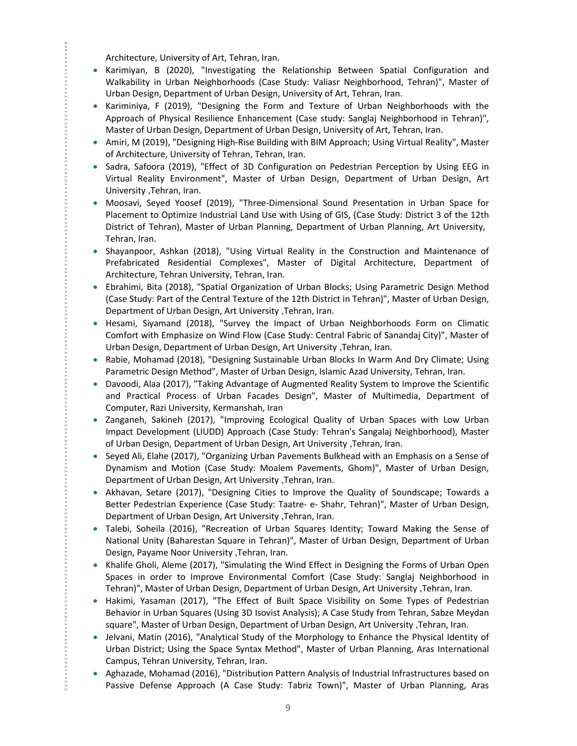Architecture, University of Art, Tehran, Iran.

- Karimiyan, B (2020), "Investigating the Relationship Between Spatial Configuration and Walkability in Urban Neighborhoods (Case Study: Valiasr Neighborhood, Tehran)", Master of Urban Design, Department of Urban Design, University of Art, Tehran, Iran.
- Kariminiya, F (2019), "Designing the Form and Texture of Urban Neighborhoods with the Approach of Physical Resilience Enhancement (Case study: Sanglaj Neighborhood in Tehran)", Master of Urban Design, Department of Urban Design, University of Art, Tehran, Iran.
- Amiri, M (2019), "Designing High-Rise Building with BIM Approach; Using Virtual Reality", Master of Architecture, University of Tehran, Tehran, Iran.
- Sadra, Safoora (2019), "Effect of 3D Configuration on Pedestrian Perception by Using EEG in Virtual Reality Environment", Master of Urban Design, Department of Urban Design, Art University ,Tehran, Iran.
- Moosavi, Seyed Yoosef (2019), "Three-Dimensional Sound Presentation in Urban Space for Placement to Optimize Industrial Land Use with Using of GIS, (Case Study: District 3 of the 12th District of Tehran), Master of Urban Planning, Department of Urban Planning, Art University, Tehran, Iran.
- Shayanpoor, Ashkan (2018), "Using Virtual Reality in the Construction and Maintenance of Prefabricated Residential Complexes", Master of Digital Architecture, Department of Architecture, Tehran University, Tehran, Iran.
- Ebrahimi, Bita (2018), "Spatial Organization of Urban Blocks; Using Parametric Design Method (Case Study: Part of the Central Texture of the 12th District in Tehran)", Master of Urban Design, Department of Urban Design, Art University ,Tehran, Iran.
- Hesami, Siyamand (2018), "Survey the Impact of Urban Neighborhoods Form on Climatic Comfort with Emphasize on Wind Flow (Case Study: Central Fabric of Sanandaj City)", Master of Urban Design, Department of Urban Design, Art University ,Tehran, Iran.
- Rabie, Mohamad (2018), "Designing Sustainable Urban Blocks In Warm And Dry Climate; Using Parametric Design Method", Master of Urban Design, Islamic Azad University, Tehran, Iran.
- Davoodi, Alaa (2017), "Taking Advantage of Augmented Reality System to Improve the Scientific and Practical Process of Urban Facades Design", Master of Multimedia, Department of Computer, Razi University, Kermanshah, Iran
- Zanganeh, Sakineh (2017), "Improving Ecological Quality of Urban Spaces with Low Urban Impact Development (LIUDD) Approach (Case Study: Tehran's Sangalaj Neighborhood), Master of Urban Design, Department of Urban Design, Art University ,Tehran, Iran.
- Seyed Ali, Elahe (2017), "Organizing Urban Pavements Bulkhead with an Emphasis on a Sense of Dynamism and Motion (Case Study: Moalem Pavements, Ghom)", Master of Urban Design, Department of Urban Design, Art University ,Tehran, Iran.
- Akhavan, Setare (2017), "Designing Cities to Improve the Quality of Soundscape; Towards a Better Pedestrian Experience (Case Study: Taatre- e- Shahr, Tehran)", Master of Urban Design, Department of Urban Design, Art University ,Tehran, Iran.
- Talebi, Soheila (2016), "Recreation of Urban Squares Identity; Toward Making the Sense of National Unity (Baharestan Square in Tehran)", Master of Urban Design, Department of Urban Design, Payame Noor University ,Tehran, Iran.
- Khalife Gholi, Aleme (2017), "Simulating the Wind Effect in Designing the Forms of Urban Open Spaces in order to Improve Environmental Comfort (Case Study: Sanglaj Neighborhood in Tehran)", Master of Urban Design, Department of Urban Design, Art University ,Tehran, Iran.
- Hakimi, Yasaman (2017), "The Effect of Built Space Visibility on Some Types of Pedestrian Behavior in Urban Squares (Using 3D Isovist Analysis); A Case Study from Tehran, Sabze Meydan square", Master of Urban Design, Department of Urban Design, Art University ,Tehran, Iran.
- Jelvani, Matin (2016), "Analytical Study of the Morphology to Enhance the Physical Identity of Urban District; Using the Space Syntax Method", Master of Urban Planning, Aras International Campus, Tehran University, Tehran, Iran.
- Aghazade, Mohamad (2016), "Distribution Pattern Analysis of Industrial Infrastructures based on Passive Defense Approach (A Case Study: Tabriz Town)", Master of Urban Planning, Aras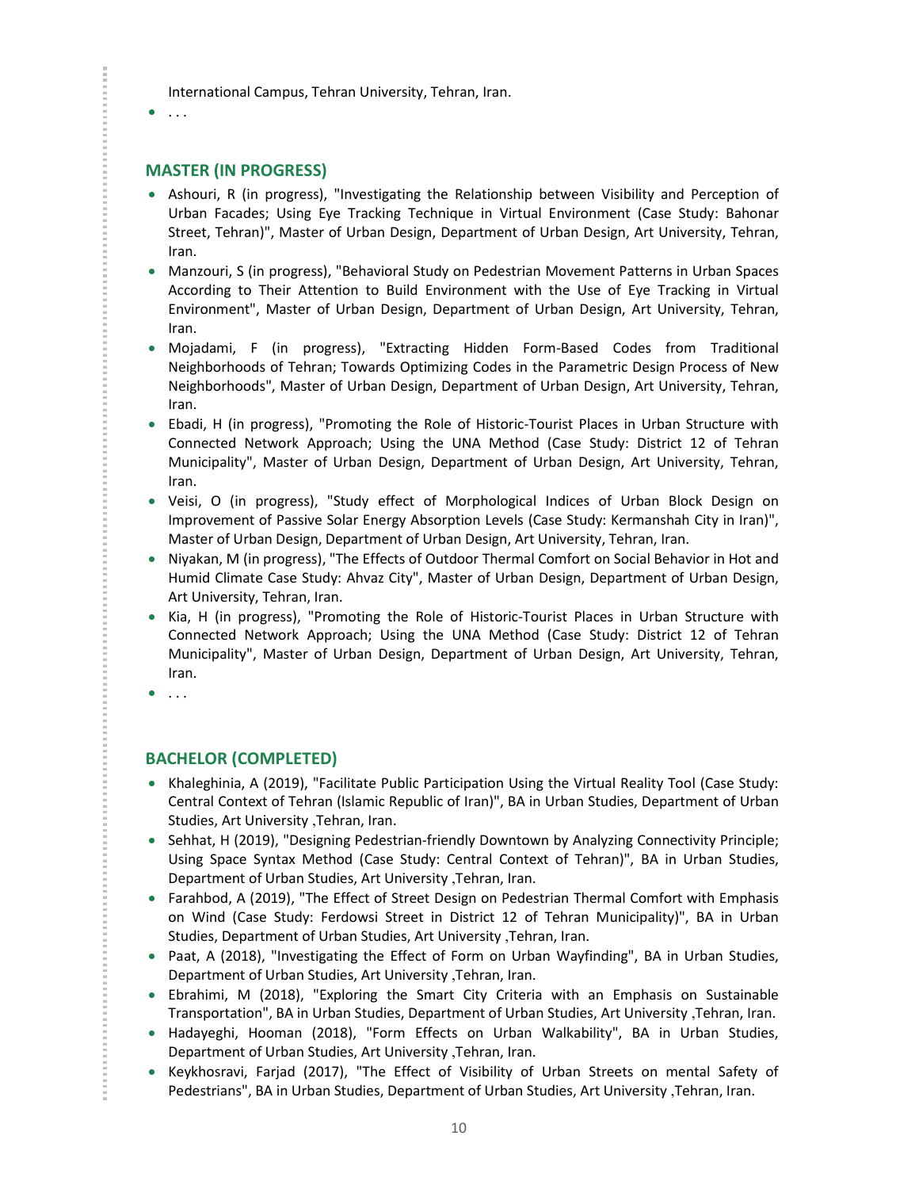International Campus, Tehran University, Tehran, Iran.

- . . .

## MASTER (IN PROGRESS)

- Ashouri, R (in progress), "Investigating the Relationship between Visibility and Perception of Urban Facades; Using Eye Tracking Technique in Virtual Environment (Case Study: Bahonar Street, Tehran)", Master of Urban Design, Department of Urban Design, Art University, Tehran, Iran.
- Manzouri, S (in progress), "Behavioral Study on Pedestrian Movement Patterns in Urban Spaces According to Their Attention to Build Environment with the Use of Eye Tracking in Virtual Environment", Master of Urban Design, Department of Urban Design, Art University, Tehran, Iran.
- Mojadami, F (in progress), "Extracting Hidden Form-Based Codes from Traditional Neighborhoods of Tehran; Towards Optimizing Codes in the Parametric Design Process of New Neighborhoods", Master of Urban Design, Department of Urban Design, Art University, Tehran, Iran.
- Ebadi, H (in progress), "Promoting the Role of Historic-Tourist Places in Urban Structure with Connected Network Approach; Using the UNA Method (Case Study: District 12 of Tehran Municipality", Master of Urban Design, Department of Urban Design, Art University, Tehran, Iran.
- Veisi, O (in progress), "Study effect of Morphological Indices of Urban Block Design on Improvement of Passive Solar Energy Absorption Levels (Case Study: Kermanshah City in Iran)", Master of Urban Design, Department of Urban Design, Art University, Tehran, Iran.
- Niyakan, M (in progress), "The Effects of Outdoor Thermal Comfort on Social Behavior in Hot and Humid Climate Case Study: Ahvaz City", Master of Urban Design, Department of Urban Design, Art University, Tehran, Iran.
- Kia, H (in progress), "Promoting the Role of Historic-Tourist Places in Urban Structure with Connected Network Approach; Using the UNA Method (Case Study: District 12 of Tehran Municipality", Master of Urban Design, Department of Urban Design, Art University, Tehran, Iran.
- . . .

## BACHELOR (COMPLETED)

- Khaleghinia, A (2019), "Facilitate Public Participation Using the Virtual Reality Tool (Case Study: Central Context of Tehran (Islamic Republic of Iran)", BA in Urban Studies, Department of Urban Studies, Art University ,Tehran, Iran.
- Sehhat, H (2019), "Designing Pedestrian-friendly Downtown by Analyzing Connectivity Principle; Using Space Syntax Method (Case Study: Central Context of Tehran)", BA in Urban Studies, Department of Urban Studies, Art University ,Tehran, Iran.
- Farahbod, A (2019), "The Effect of Street Design on Pedestrian Thermal Comfort with Emphasis on Wind (Case Study: Ferdowsi Street in District 12 of Tehran Municipality)", BA in Urban Studies, Department of Urban Studies, Art University ,Tehran, Iran.
- Paat, A (2018), "Investigating the Effect of Form on Urban Wayfinding", BA in Urban Studies, Department of Urban Studies, Art University ,Tehran, Iran.
- Ebrahimi, M (2018), "Exploring the Smart City Criteria with an Emphasis on Sustainable Transportation", BA in Urban Studies, Department of Urban Studies, Art University ,Tehran, Iran.
- Hadayeghi, Hooman (2018), "Form Effects on Urban Walkability", BA in Urban Studies, Department of Urban Studies, Art University ,Tehran, Iran.
- Keykhosravi, Farjad (2017), "The Effect of Visibility of Urban Streets on mental Safety of Pedestrians", BA in Urban Studies, Department of Urban Studies, Art University ,Tehran, Iran.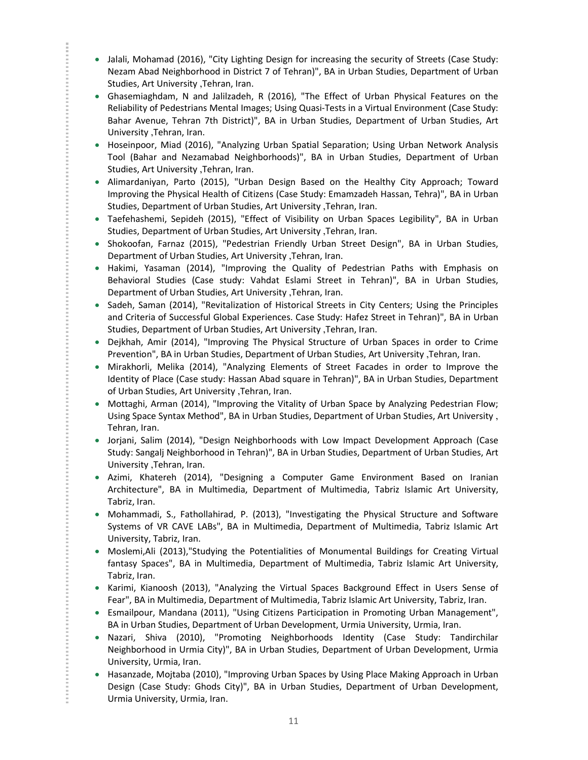- Jalali, Mohamad (2016), "City Lighting Design for increasing the security of Streets (Case Study: Nezam Abad Neighborhood in District 7 of Tehran)", BA in Urban Studies, Department of Urban Studies, Art University ,Tehran, Iran.
- Ghasemiaghdam, N and Jalilzadeh, R (2016), "The Effect of Urban Physical Features on the Reliability of Pedestrians Mental Images; Using Quasi-Tests in a Virtual Environment (Case Study: Bahar Avenue, Tehran 7th District)", BA in Urban Studies, Department of Urban Studies, Art University ,Tehran, Iran.
- Hoseinpoor, Miad (2016), "Analyzing Urban Spatial Separation; Using Urban Network Analysis Tool (Bahar and Nezamabad Neighborhoods)", BA in Urban Studies, Department of Urban Studies, Art University ,Tehran, Iran.
- Alimardaniyan, Parto (2015), "Urban Design Based on the Healthy City Approach; Toward Improving the Physical Health of Citizens (Case Study: Emamzadeh Hassan, Tehra)", BA in Urban Studies, Department of Urban Studies, Art University ,Tehran, Iran.
- Taefehashemi, Sepideh (2015), "Effect of Visibility on Urban Spaces Legibility", BA in Urban Studies, Department of Urban Studies, Art University ,Tehran, Iran.
- Shokoofan, Farnaz (2015), "Pedestrian Friendly Urban Street Design", BA in Urban Studies, Department of Urban Studies, Art University ,Tehran, Iran.
- Hakimi, Yasaman (2014), "Improving the Quality of Pedestrian Paths with Emphasis on Behavioral Studies (Case study: Vahdat Eslami Street in Tehran)", BA in Urban Studies, Department of Urban Studies, Art University ,Tehran, Iran.
- Sadeh, Saman (2014), "Revitalization of Historical Streets in City Centers; Using the Principles and Criteria of Successful Global Experiences. Case Study: Hafez Street in Tehran)", BA in Urban Studies, Department of Urban Studies, Art University ,Tehran, Iran.
- Dejkhah, Amir (2014), "Improving The Physical Structure of Urban Spaces in order to Crime Prevention", BA in Urban Studies, Department of Urban Studies, Art University ,Tehran, Iran.
- Mirakhorli, Melika (2014), "Analyzing Elements of Street Facades in order to Improve the Identity of Place (Case study: Hassan Abad square in Tehran)", BA in Urban Studies, Department of Urban Studies, Art University ,Tehran, Iran.
- Mottaghi, Arman (2014), "Improving the Vitality of Urban Space by Analyzing Pedestrian Flow; Using Space Syntax Method", BA in Urban Studies, Department of Urban Studies, Art University , Tehran, Iran.
- Jorjani, Salim (2014), "Design Neighborhoods with Low Impact Development Approach (Case Study: Sangalj Neighborhood in Tehran)", BA in Urban Studies, Department of Urban Studies, Art University ,Tehran, Iran.
- Azimi, Khatereh (2014), "Designing a Computer Game Environment Based on Iranian Architecture", BA in Multimedia, Department of Multimedia, Tabriz Islamic Art University, Tabriz, Iran.
- Mohammadi, S., Fathollahirad, P. (2013), "Investigating the Physical Structure and Software Systems of VR CAVE LABs", BA in Multimedia, Department of Multimedia, Tabriz Islamic Art University, Tabriz, Iran.
- Moslemi,Ali (2013),"Studying the Potentialities of Monumental Buildings for Creating Virtual fantasy Spaces", BA in Multimedia, Department of Multimedia, Tabriz Islamic Art University, Tabriz, Iran.
- Karimi, Kianoosh (2013), "Analyzing the Virtual Spaces Background Effect in Users Sense of Fear", BA in Multimedia, Department of Multimedia, Tabriz Islamic Art University, Tabriz, Iran.
- Esmailpour, Mandana (2011), "Using Citizens Participation in Promoting Urban Management", BA in Urban Studies, Department of Urban Development, Urmia University, Urmia, Iran.
- Nazari, Shiva (2010), "Promoting Neighborhoods Identity (Case Study: Tandirchilar Neighborhood in Urmia City)", BA in Urban Studies, Department of Urban Development, Urmia University, Urmia, Iran.
- Hasanzade, Mojtaba (2010), "Improving Urban Spaces by Using Place Making Approach in Urban Design (Case Study: Ghods City)", BA in Urban Studies, Department of Urban Development, Urmia University, Urmia, Iran.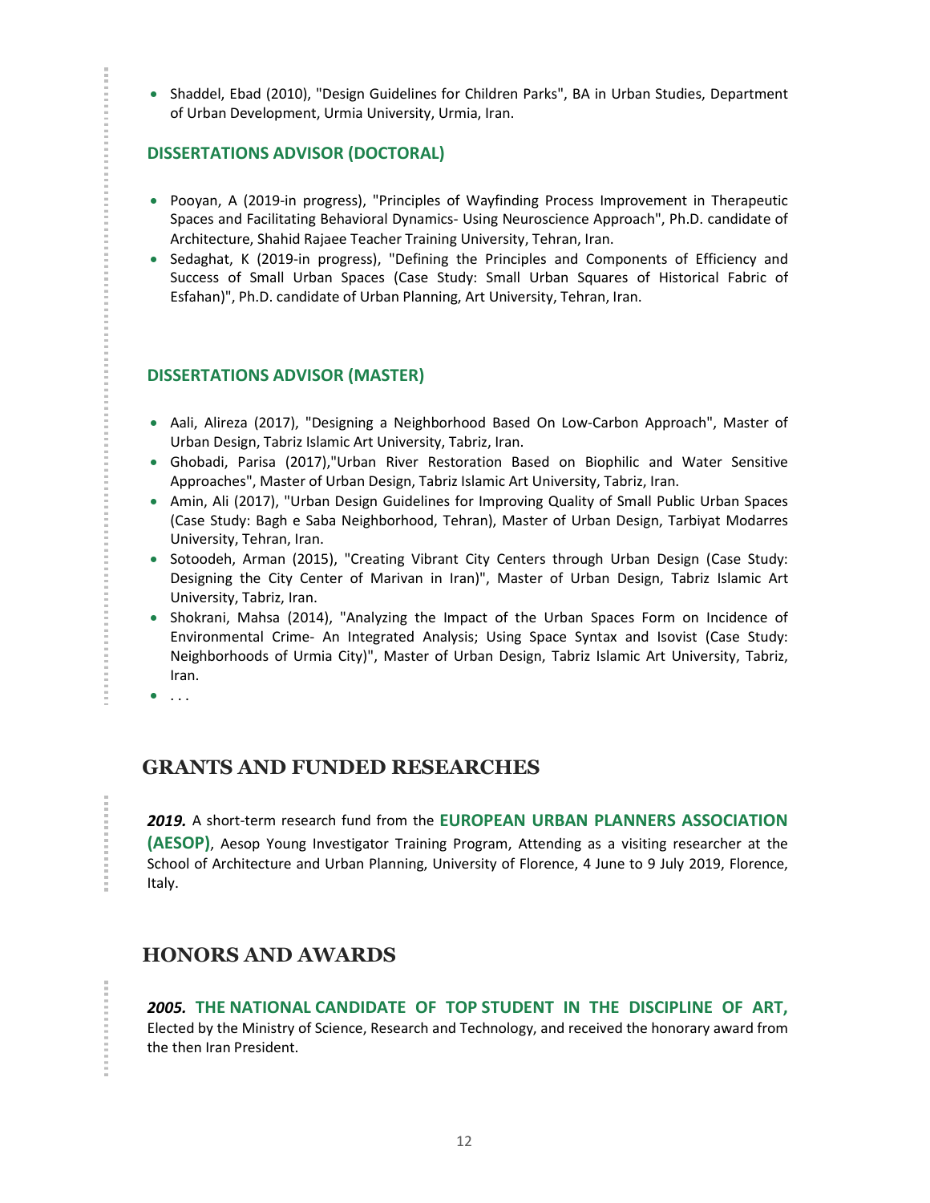- Shaddel, Ebad (2010), "Design Guidelines for Children Parks", BA in Urban Studies, Department of Urban Development, Urmia University, Urmia, Iran.

### DISSERTATIONS ADVISOR (DOCTORAL)

- Pooyan, A (2019-in progress), "Principles of Wayfinding Process Improvement in Therapeutic Spaces and Facilitating Behavioral Dynamics- Using Neuroscience Approach", Ph.D. candidate of Architecture, Shahid Rajaee Teacher Training University, Tehran, Iran.
- Sedaghat, K (2019-in progress), "Defining the Principles and Components of Efficiency and Success of Small Urban Spaces (Case Study: Small Urban Squares of Historical Fabric of Esfahan)", Ph.D. candidate of Urban Planning, Art University, Tehran, Iran.

### DISSERTATIONS ADVISOR (MASTER)

- Aali, Alireza (2017), "Designing a Neighborhood Based On Low-Carbon Approach", Master of Urban Design, Tabriz Islamic Art University, Tabriz, Iran.
- Ghobadi, Parisa (2017),"Urban River Restoration Based on Biophilic and Water Sensitive Approaches", Master of Urban Design, Tabriz Islamic Art University, Tabriz, Iran.
- Amin, Ali (2017), "Urban Design Guidelines for Improving Quality of Small Public Urban Spaces (Case Study: Bagh e Saba Neighborhood, Tehran), Master of Urban Design, Tarbiyat Modarres University, Tehran, Iran.
- Sotoodeh, Arman (2015), "Creating Vibrant City Centers through Urban Design (Case Study: Designing the City Center of Marivan in Iran)", Master of Urban Design, Tabriz Islamic Art University, Tabriz, Iran.
- Shokrani, Mahsa (2014), "Analyzing the Impact of the Urban Spaces Form on Incidence of Environmental Crime- An Integrated Analysis; Using Space Syntax and Isovist (Case Study: Neighborhoods of Urmia City)", Master of Urban Design, Tabriz Islamic Art University, Tabriz, Iran.
- . . .

## GRANTS AND FUNDED RESEARCHES

***2019.*** A short-term research fund from the **EUROPEAN URBAN PLANNERS ASSOCIATION (AESOP)**, Aesop Young Investigator Training Program, Attending as a visiting researcher at the School of Architecture and Urban Planning, University of Florence, 4 June to 9 July 2019, Florence, Italy.

## HONORS AND AWARDS

***2005.*** **THE NATIONAL CANDIDATE OF TOP STUDENT IN THE DISCIPLINE OF ART,** Elected by the Ministry of Science, Research and Technology, and received the honorary award from the then Iran President.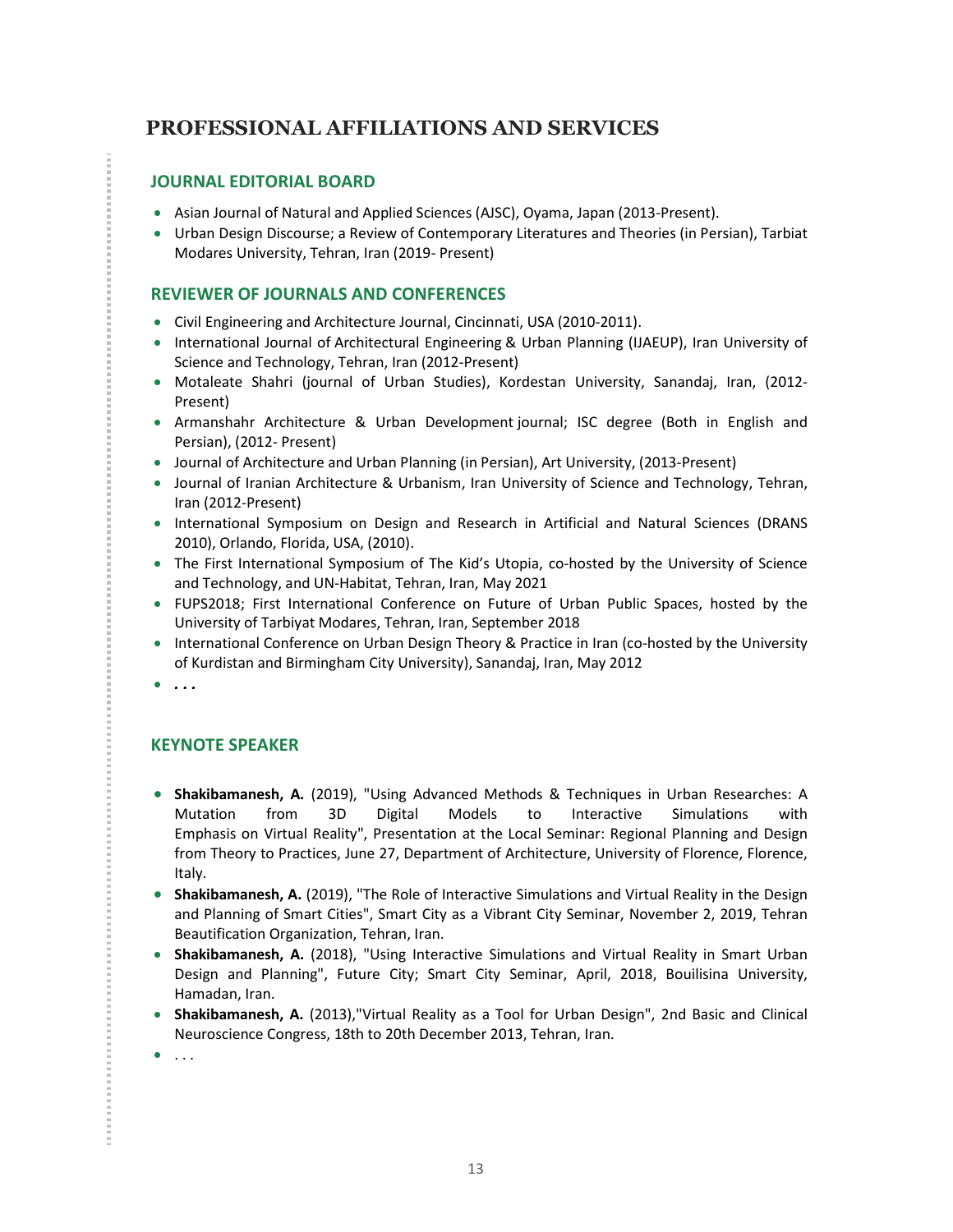# PROFESSIONAL AFFILIATIONS AND SERVICES

## JOURNAL EDITORIAL BOARD

- Asian Journal of Natural and Applied Sciences (AJSC), Oyama, Japan (2013-Present).
- Urban Design Discourse; a Review of Contemporary Literatures and Theories (in Persian), Tarbiat Modares University, Tehran, Iran (2019- Present)

## REVIEWER OF JOURNALS AND CONFERENCES

- Civil Engineering and Architecture Journal, Cincinnati, USA (2010-2011).
- International Journal of Architectural Engineering & Urban Planning (IJAEUP), Iran University of Science and Technology, Tehran, Iran (2012-Present)
- Motaleate Shahri (journal of Urban Studies), Kordestan University, Sanandaj, Iran, (2012-Present)
- Armanshahr Architecture & Urban Development journal; ISC degree (Both in English and Persian), (2012- Present)
- Journal of Architecture and Urban Planning (in Persian), Art University, (2013-Present)
- Journal of Iranian Architecture & Urbanism, Iran University of Science and Technology, Tehran, Iran (2012-Present)
- International Symposium on Design and Research in Artificial and Natural Sciences (DRANS 2010), Orlando, Florida, USA, (2010).
- The First International Symposium of The Kid's Utopia, co-hosted by the University of Science and Technology, and UN-Habitat, Tehran, Iran, May 2021
- FUPS2018; First International Conference on Future of Urban Public Spaces, hosted by the University of Tarbiyat Modares, Tehran, Iran, September 2018
- International Conference on Urban Design Theory & Practice in Iran (co-hosted by the University of Kurdistan and Birmingham City University), Sanandaj, Iran, May 2012
- ***. . .***

## KEYNOTE SPEAKER

- **Shakibamanesh, A.** (2019), "Using Advanced Methods & Techniques in Urban Researches: A Mutation from 3D Digital Models to Interactive Simulations with Emphasis on Virtual Reality", Presentation at the Local Seminar: Regional Planning and Design from Theory to Practices, June 27, Department of Architecture, University of Florence, Florence, Italy.
- **Shakibamanesh, A.** (2019), "The Role of Interactive Simulations and Virtual Reality in the Design and Planning of Smart Cities", Smart City as a Vibrant City Seminar, November 2, 2019, Tehran Beautification Organization, Tehran, Iran.
- **Shakibamanesh, A.** (2018), "Using Interactive Simulations and Virtual Reality in Smart Urban Design and Planning", Future City; Smart City Seminar, April, 2018, Bouilisina University, Hamadan, Iran.
- **Shakibamanesh, A.** (2013),"Virtual Reality as a Tool for Urban Design", 2nd Basic and Clinical Neuroscience Congress, 18th to 20th December 2013, Tehran, Iran.
- . . .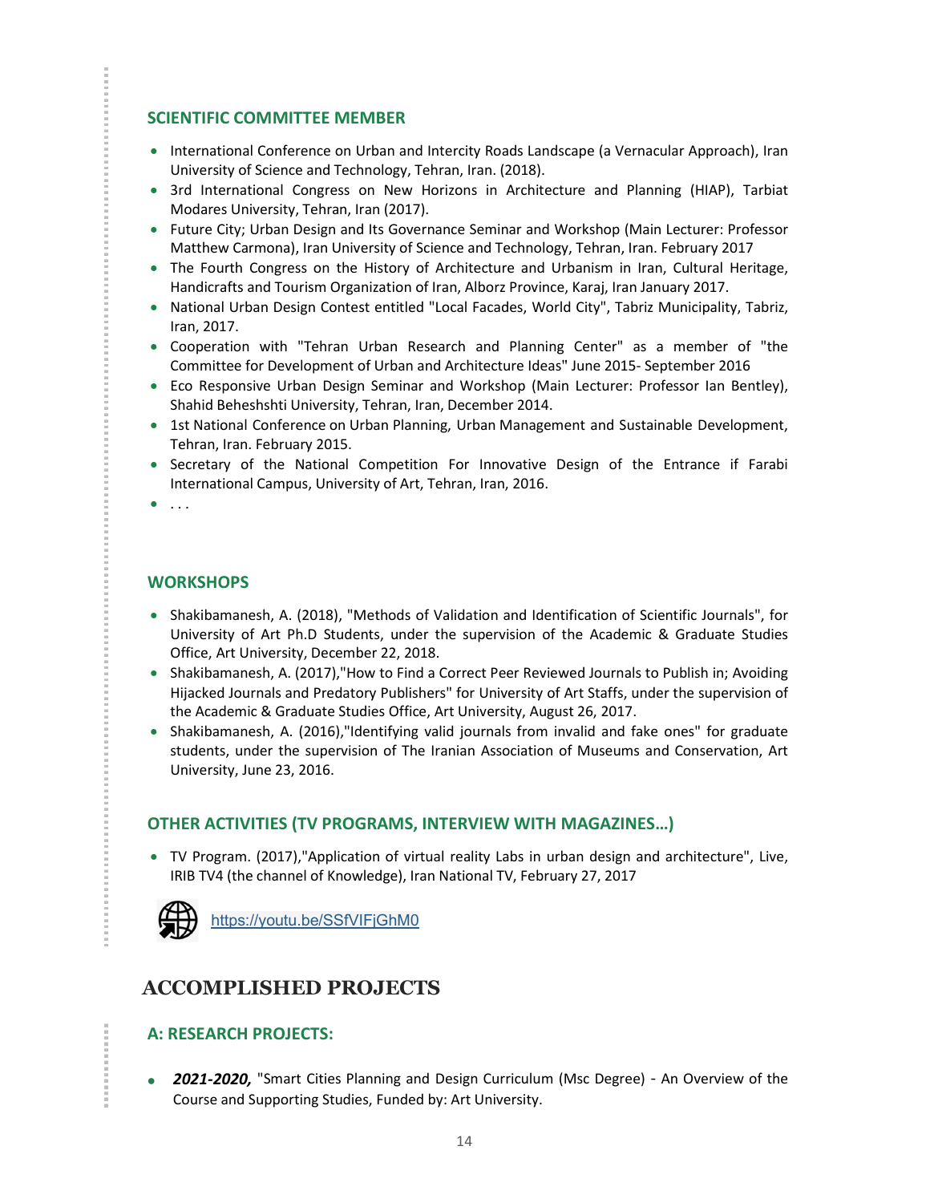### SCIENTIFIC COMMITTEE MEMBER

- International Conference on Urban and Intercity Roads Landscape (a Vernacular Approach), Iran University of Science and Technology, Tehran, Iran. (2018).
- 3rd International Congress on New Horizons in Architecture and Planning (HIAP), Tarbiat Modares University, Tehran, Iran (2017).
- Future City; Urban Design and Its Governance Seminar and Workshop (Main Lecturer: Professor Matthew Carmona), Iran University of Science and Technology, Tehran, Iran. February 2017
- The Fourth Congress on the History of Architecture and Urbanism in Iran, Cultural Heritage, Handicrafts and Tourism Organization of Iran, Alborz Province, Karaj, Iran January 2017.
- National Urban Design Contest entitled "Local Facades, World City", Tabriz Municipality, Tabriz, Iran, 2017.
- Cooperation with "Tehran Urban Research and Planning Center" as a member of "the Committee for Development of Urban and Architecture Ideas" June 2015- September 2016
- Eco Responsive Urban Design Seminar and Workshop (Main Lecturer: Professor Ian Bentley), Shahid Beheshshti University, Tehran, Iran, December 2014.
- 1st National Conference on Urban Planning, Urban Management and Sustainable Development, Tehran, Iran. February 2015.
- Secretary of the National Competition For Innovative Design of the Entrance if Farabi International Campus, University of Art, Tehran, Iran, 2016.
- . . .

### WORKSHOPS

- Shakibamanesh, A. (2018), "Methods of Validation and Identification of Scientific Journals", for University of Art Ph.D Students, under the supervision of the Academic & Graduate Studies Office, Art University, December 22, 2018.
- Shakibamanesh, A. (2017),"How to Find a Correct Peer Reviewed Journals to Publish in; Avoiding Hijacked Journals and Predatory Publishers" for University of Art Staffs, under the supervision of the Academic & Graduate Studies Office, Art University, August 26, 2017.
- Shakibamanesh, A. (2016),"Identifying valid journals from invalid and fake ones" for graduate students, under the supervision of The Iranian Association of Museums and Conservation, Art University, June 23, 2016.

### OTHER ACTIVITIES (TV PROGRAMS, INTERVIEW WITH MAGAZINES…)

- TV Program. (2017),"Application of virtual reality Labs in urban design and architecture", Live, IRIB TV4 (the channel of Knowledge), Iran National TV, February 27, 2017

https://youtu.be/SSfVIFjGhM0

## ACCOMPLISHED PROJECTS

### A: RESEARCH PROJECTS:

- ***2021-2020,*** "Smart Cities Planning and Design Curriculum (Msc Degree) - An Overview of the Course and Supporting Studies, Funded by: Art University.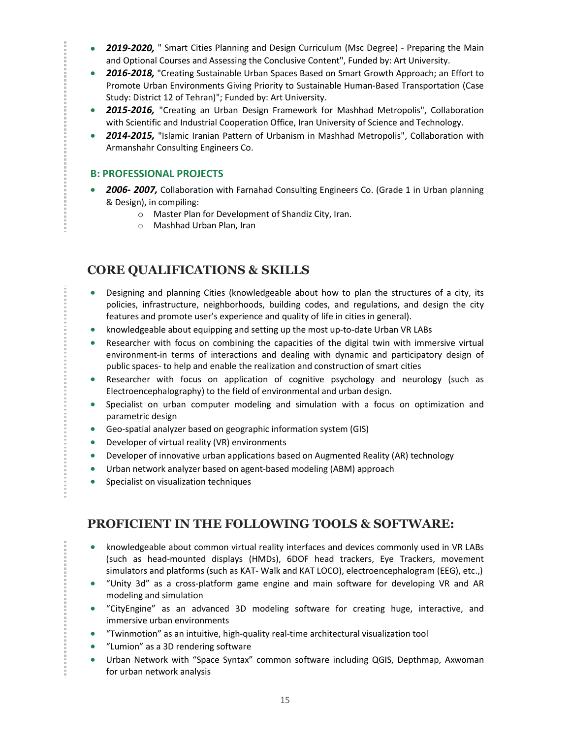- ***2019-2020,*** " Smart Cities Planning and Design Curriculum (Msc Degree) - Preparing the Main and Optional Courses and Assessing the Conclusive Content", Funded by: Art University.
- ***2016-2018,*** "Creating Sustainable Urban Spaces Based on Smart Growth Approach; an Effort to Promote Urban Environments Giving Priority to Sustainable Human-Based Transportation (Case Study: District 12 of Tehran)"; Funded by: Art University.
- ***2015-2016,*** "Creating an Urban Design Framework for Mashhad Metropolis", Collaboration with Scientific and Industrial Cooperation Office, Iran University of Science and Technology.
- ***2014-2015,*** "Islamic Iranian Pattern of Urbanism in Mashhad Metropolis", Collaboration with Armanshahr Consulting Engineers Co.

### B: PROFESSIONAL PROJECTS

- ***2006- 2007,*** Collaboration with Farnahad Consulting Engineers Co. (Grade 1 in Urban planning & Design), in compiling:
    - Master Plan for Development of Shandiz City, Iran.
    - Mashhad Urban Plan, Iran

## CORE QUALIFICATIONS & SKILLS

- Designing and planning Cities (knowledgeable about how to plan the structures of a city, its policies, infrastructure, neighborhoods, building codes, and regulations, and design the city features and promote user's experience and quality of life in cities in general).
- knowledgeable about equipping and setting up the most up-to-date Urban VR LABs
- Researcher with focus on combining the capacities of the digital twin with immersive virtual environment-in terms of interactions and dealing with dynamic and participatory design of public spaces- to help and enable the realization and construction of smart cities
- Researcher with focus on application of cognitive psychology and neurology (such as Electroencephalography) to the field of environmental and urban design.
- Specialist on urban computer modeling and simulation with a focus on optimization and parametric design
- Geo-spatial analyzer based on geographic information system (GIS)
- Developer of virtual reality (VR) environments
- Developer of innovative urban applications based on Augmented Reality (AR) technology
- Urban network analyzer based on agent-based modeling (ABM) approach
- Specialist on visualization techniques

## PROFICIENT IN THE FOLLOWING TOOLS & SOFTWARE:

- knowledgeable about common virtual reality interfaces and devices commonly used in VR LABs (such as head-mounted displays (HMDs), 6DOF head trackers, Eye Trackers, movement simulators and platforms (such as KAT- Walk and KAT LOCO), electroencephalogram (EEG), etc.,)
- "Unity 3d" as a cross-platform game engine and main software for developing VR and AR modeling and simulation
- "CityEngine" as an advanced 3D modeling software for creating huge, interactive, and immersive urban environments
- "Twinmotion" as an intuitive, high-quality real-time architectural visualization tool
- "Lumion" as a 3D rendering software
- Urban Network with "Space Syntax" common software including QGIS, Depthmap, Axwoman for urban network analysis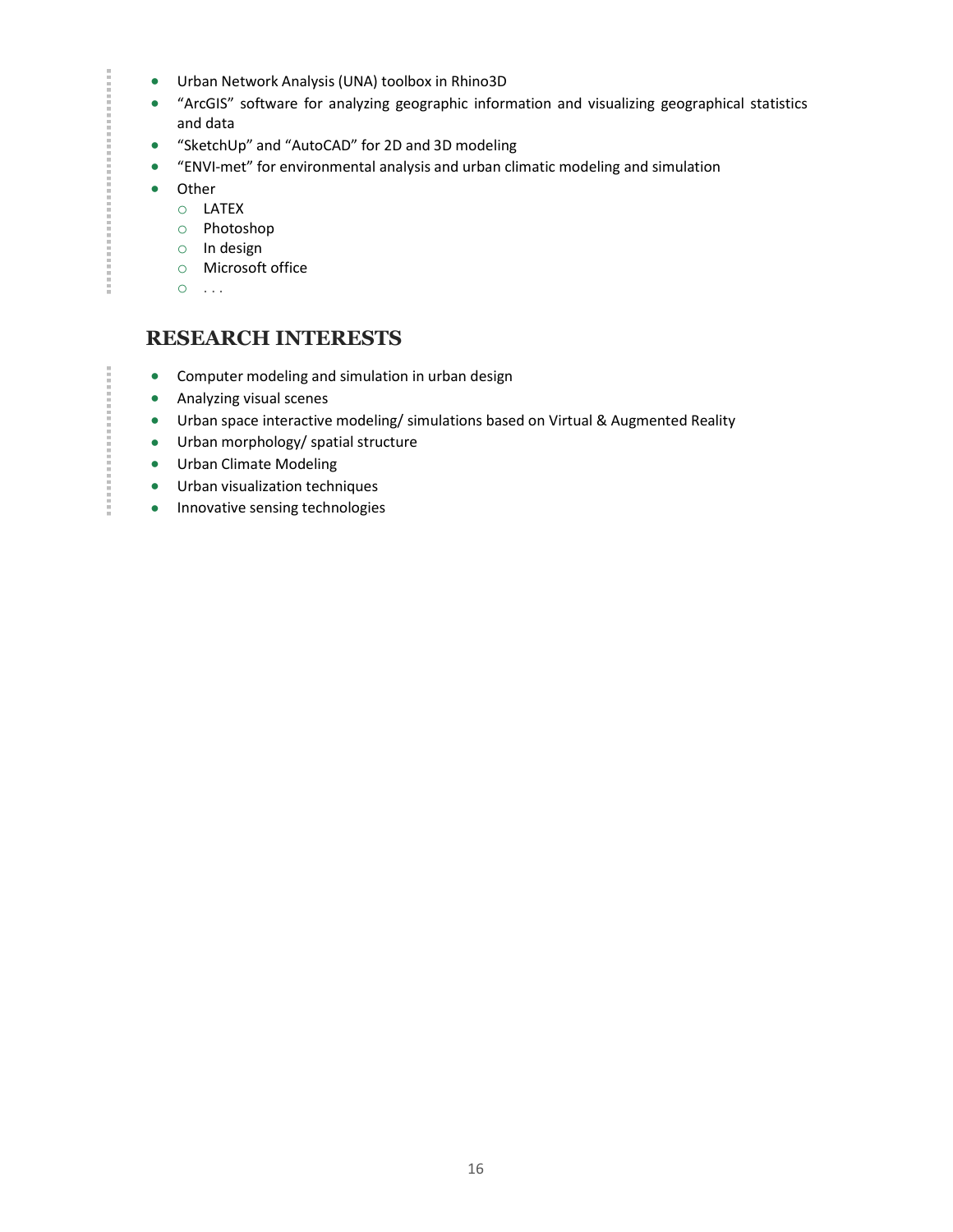- Urban Network Analysis (UNA) toolbox in Rhino3D
- "ArcGIS" software for analyzing geographic information and visualizing geographical statistics and data
- "SketchUp" and "AutoCAD" for 2D and 3D modeling
- "ENVI-met" for environmental analysis and urban climatic modeling and simulation
- Other
  - LATEX
  - Photoshop
  - In design
  - Microsoft office
  - . . .

## RESEARCH INTERESTS

- Computer modeling and simulation in urban design
- Analyzing visual scenes
- Urban space interactive modeling/ simulations based on Virtual & Augmented Reality
- Urban morphology/ spatial structure
- Urban Climate Modeling
- Urban visualization techniques
- Innovative sensing technologies